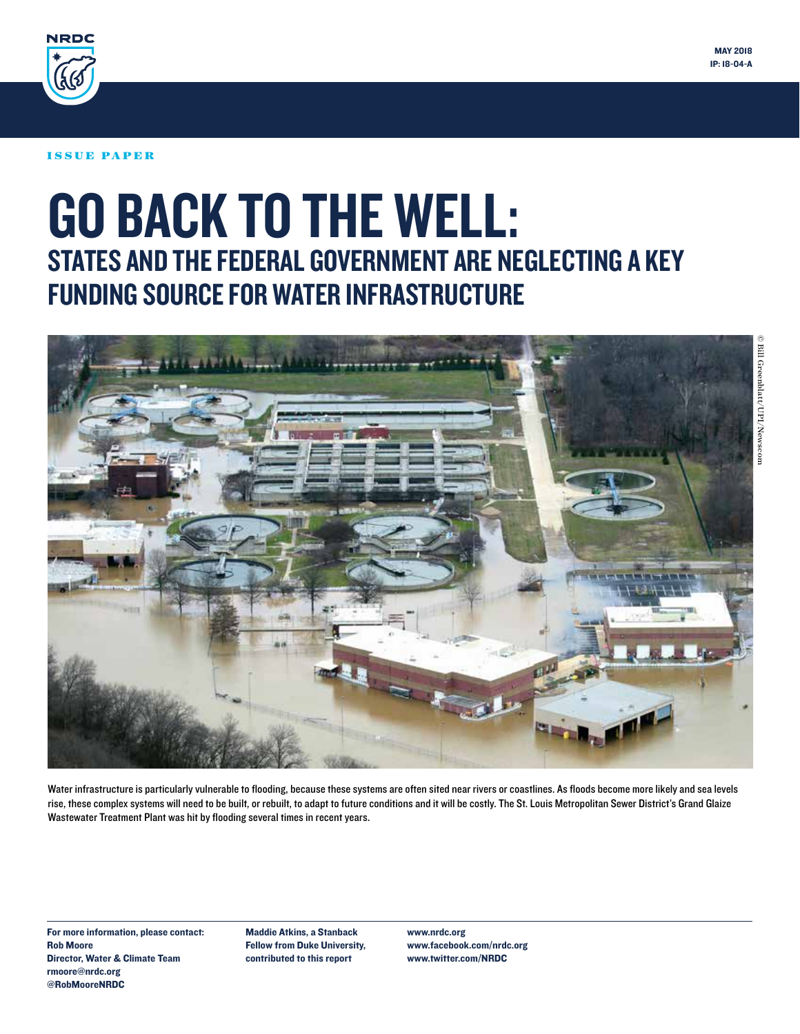NRDC

MAY 2018
IP: 18-04-A

ISSUE PAPER

# GO BACK TO THE WELL:
## STATES AND THE FEDERAL GOVERNMENT ARE NEGLECTING A KEY FUNDING SOURCE FOR WATER INFRASTRUCTURE

© Bill Greenblatt/UPI/Newscom

Water infrastructure is particularly vulnerable to flooding, because these systems are often sited near rivers or coastlines. As floods become more likely and sea levels rise, these complex systems will need to be built, or rebuilt, to adapt to future conditions and it will be costly. The St. Louis Metropolitan Sewer District's Grand Glaize Wastewater Treatment Plant was hit by flooding several times in recent years.

**For more information, please contact:**
**Rob Moore**
**Director, Water & Climate Team**
**rmoore@nrdc.org**
**@RobMooreNRDC**

**Maddie Atkins, a Stanback Fellow from Duke University, contributed to this report**

**www.nrdc.org**
**www.facebook.com/nrdc.org**
**www.twitter.com/NRDC**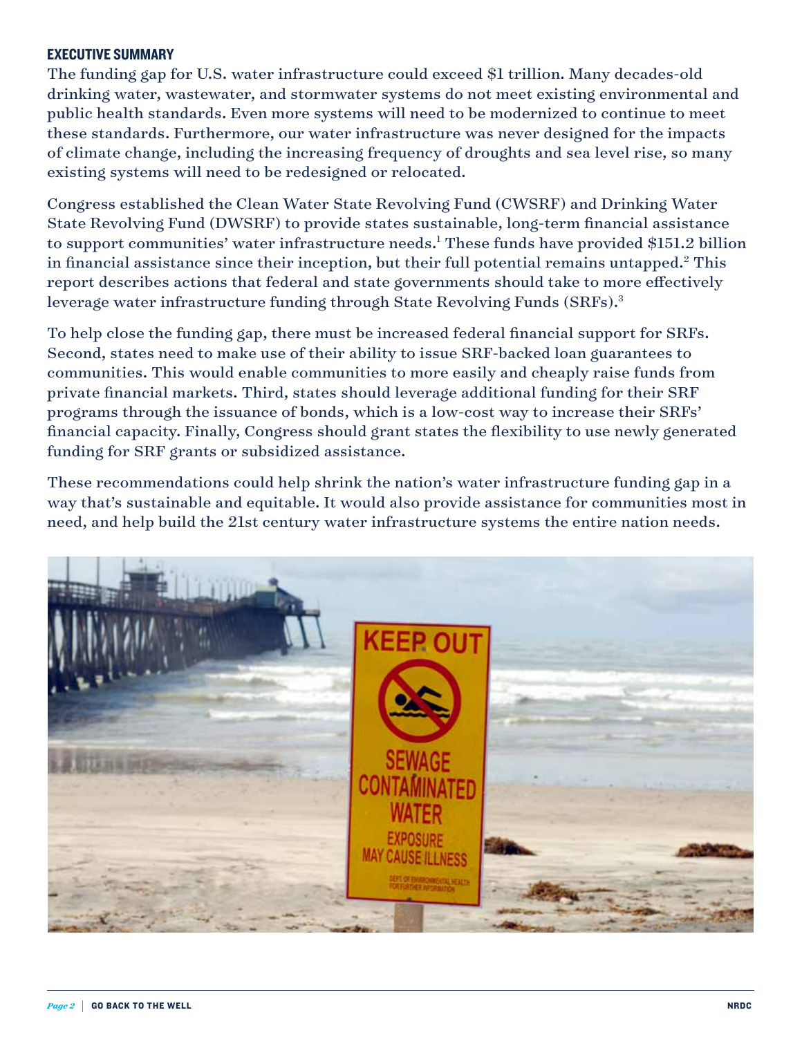## EXECUTIVE SUMMARY

The funding gap for U.S. water infrastructure could exceed $1 trillion. Many decades-old drinking water, wastewater, and stormwater systems do not meet existing environmental and public health standards. Even more systems will need to be modernized to continue to meet these standards. Furthermore, our water infrastructure was never designed for the impacts of climate change, including the increasing frequency of droughts and sea level rise, so many existing systems will need to be redesigned or relocated.

Congress established the Clean Water State Revolving Fund (CWSRF) and Drinking Water State Revolving Fund (DWSRF) to provide states sustainable, long-term financial assistance to support communities' water infrastructure needs.[1] These funds have provided $151.2 billion in financial assistance since their inception, but their full potential remains untapped.[2] This report describes actions that federal and state governments should take to more effectively leverage water infrastructure funding through State Revolving Funds (SRFs).[3]

To help close the funding gap, there must be increased federal financial support for SRFs. Second, states need to make use of their ability to issue SRF-backed loan guarantees to communities. This would enable communities to more easily and cheaply raise funds from private financial markets. Third, states should leverage additional funding for their SRF programs through the issuance of bonds, which is a low-cost way to increase their SRFs' financial capacity. Finally, Congress should grant states the flexibility to use newly generated funding for SRF grants or subsidized assistance.

These recommendations could help shrink the nation's water infrastructure funding gap in a way that's sustainable and equitable. It would also provide assistance for communities most in need, and help build the 21st century water infrastructure systems the entire nation needs.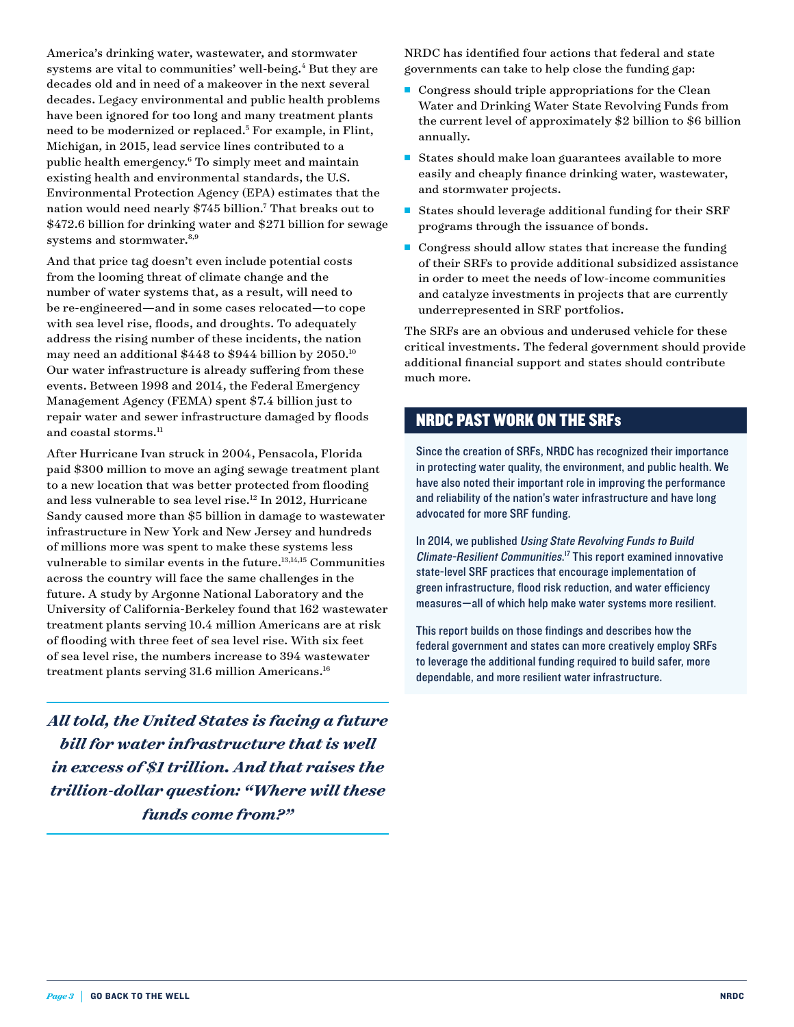America's drinking water, wastewater, and stormwater systems are vital to communities' well-being.[4] But they are decades old and in need of a makeover in the next several decades. Legacy environmental and public health problems have been ignored for too long and many treatment plants need to be modernized or replaced.[5] For example, in Flint, Michigan, in 2015, lead service lines contributed to a public health emergency.[6] To simply meet and maintain existing health and environmental standards, the U.S. Environmental Protection Agency (EPA) estimates that the nation would need nearly $745 billion.[7] That breaks out to $472.6 billion for drinking water and $271 billion for sewage systems and stormwater.[8,9]

And that price tag doesn't even include potential costs from the looming threat of climate change and the number of water systems that, as a result, will need to be re-engineered—and in some cases relocated—to cope with sea level rise, floods, and droughts. To adequately address the rising number of these incidents, the nation may need an additional $448 to $944 billion by 2050.[10] Our water infrastructure is already suffering from these events. Between 1998 and 2014, the Federal Emergency Management Agency (FEMA) spent $7.4 billion just to repair water and sewer infrastructure damaged by floods and coastal storms.[11]

After Hurricane Ivan struck in 2004, Pensacola, Florida paid $300 million to move an aging sewage treatment plant to a new location that was better protected from flooding and less vulnerable to sea level rise.[12] In 2012, Hurricane Sandy caused more than $5 billion in damage to wastewater infrastructure in New York and New Jersey and hundreds of millions more was spent to make these systems less vulnerable to similar events in the future.[13,14,15] Communities across the country will face the same challenges in the future. A study by Argonne National Laboratory and the University of California-Berkeley found that 162 wastewater treatment plants serving 10.4 million Americans are at risk of flooding with three feet of sea level rise. With six feet of sea level rise, the numbers increase to 394 wastewater treatment plants serving 31.6 million Americans.[16]

***All told, the United States is facing a future bill for water infrastructure that is well in excess of $1 trillion. And that raises the trillion-dollar question: "Where will these funds come from?"***

NRDC has identified four actions that federal and state governments can take to help close the funding gap:

- Congress should triple appropriations for the Clean Water and Drinking Water State Revolving Funds from the current level of approximately $2 billion to $6 billion annually.
- States should make loan guarantees available to more easily and cheaply finance drinking water, wastewater, and stormwater projects.
- States should leverage additional funding for their SRF programs through the issuance of bonds.
- Congress should allow states that increase the funding of their SRFs to provide additional subsidized assistance in order to meet the needs of low-income communities and catalyze investments in projects that are currently underrepresented in SRF portfolios.

The SRFs are an obvious and underused vehicle for these critical investments. The federal government should provide additional financial support and states should contribute much more.

## NRDC PAST WORK ON THE SRFs

Since the creation of SRFs, NRDC has recognized their importance in protecting water quality, the environment, and public health. We have also noted their important role in improving the performance and reliability of the nation's water infrastructure and have long advocated for more SRF funding.

In 2014, we published *Using State Revolving Funds to Build Climate-Resilient Communities*.[17] This report examined innovative state-level SRF practices that encourage implementation of green infrastructure, flood risk reduction, and water efficiency measures—all of which help make water systems more resilient.

This report builds on those findings and describes how the federal government and states can more creatively employ SRFs to leverage the additional funding required to build safer, more dependable, and more resilient water infrastructure.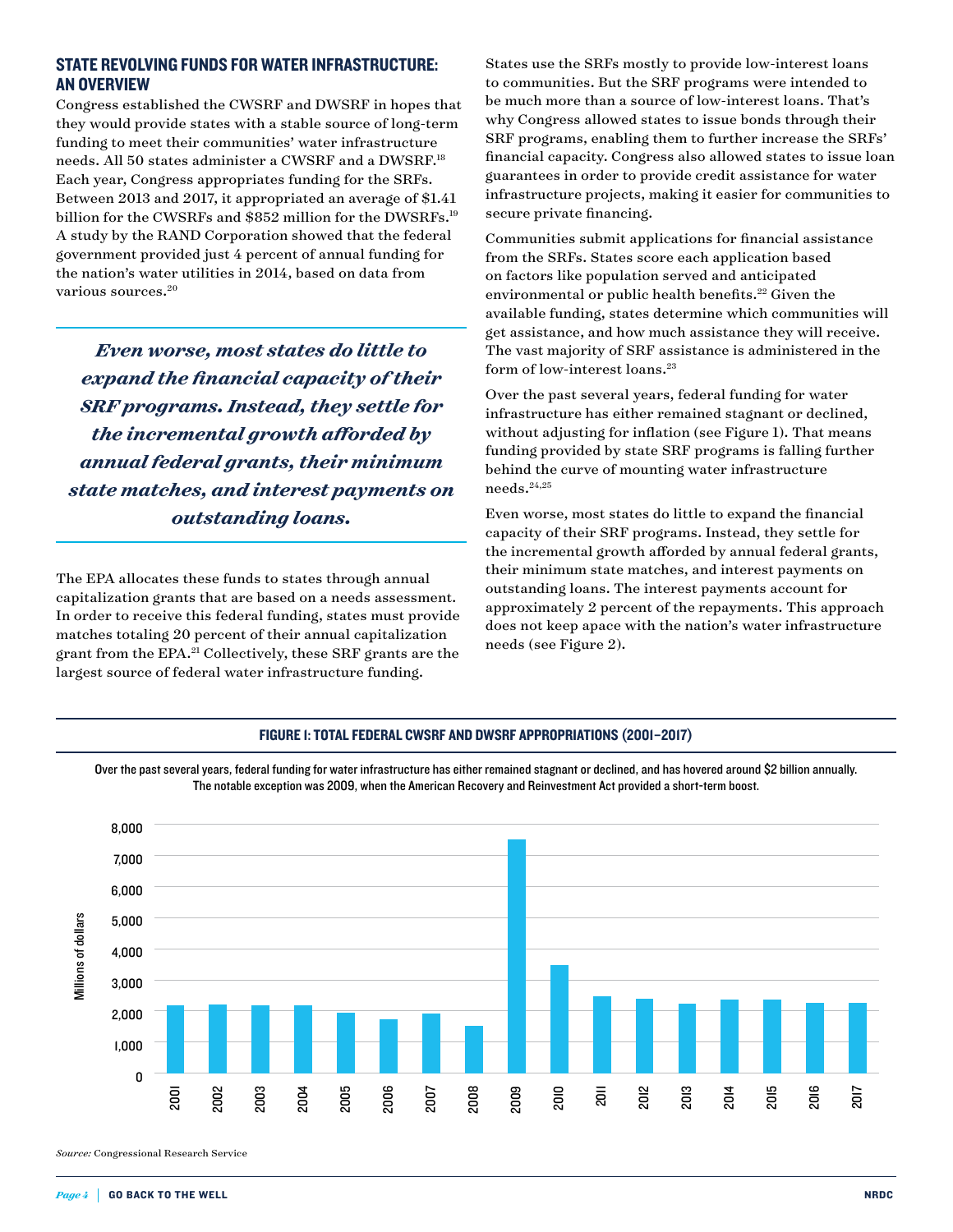## STATE REVOLVING FUNDS FOR WATER INFRASTRUCTURE: AN OVERVIEW

Congress established the CWSRF and DWSRF in hopes that they would provide states with a stable source of long-term funding to meet their communities' water infrastructure needs. All 50 states administer a CWSRF and a DWSRF.[18] Each year, Congress appropriates funding for the SRFs. Between 2013 and 2017, it appropriated an average of $1.41 billion for the CWSRFs and $852 million for the DWSRFs.[19] A study by the RAND Corporation showed that the federal government provided just 4 percent of annual funding for the nation's water utilities in 2014, based on data from various sources.[20]

> ***Even worse, most states do little to expand the financial capacity of their SRF programs. Instead, they settle for the incremental growth afforded by annual federal grants, their minimum state matches, and interest payments on outstanding loans.***

The EPA allocates these funds to states through annual capitalization grants that are based on a needs assessment. In order to receive this federal funding, states must provide matches totaling 20 percent of their annual capitalization grant from the EPA.[21] Collectively, these SRF grants are the largest source of federal water infrastructure funding.

States use the SRFs mostly to provide low-interest loans to communities. But the SRF programs were intended to be much more than a source of low-interest loans. That's why Congress allowed states to issue bonds through their SRF programs, enabling them to further increase the SRFs' financial capacity. Congress also allowed states to issue loan guarantees in order to provide credit assistance for water infrastructure projects, making it easier for communities to secure private financing.

Communities submit applications for financial assistance from the SRFs. States score each application based on factors like population served and anticipated environmental or public health benefits.[22] Given the available funding, states determine which communities will get assistance, and how much assistance they will receive. The vast majority of SRF assistance is administered in the form of low-interest loans.[23]

Over the past several years, federal funding for water infrastructure has either remained stagnant or declined, without adjusting for inflation (see Figure 1). That means funding provided by state SRF programs is falling further behind the curve of mounting water infrastructure needs.[24,25]

Even worse, most states do little to expand the financial capacity of their SRF programs. Instead, they settle for the incremental growth afforded by annual federal grants, their minimum state matches, and interest payments on outstanding loans. The interest payments account for approximately 2 percent of the repayments. This approach does not keep apace with the nation's water infrastructure needs (see Figure 2).

**FIGURE 1: TOTAL FEDERAL CWSRF AND DWSRF APPROPRIATIONS (2001–2017)**

Over the past several years, federal funding for water infrastructure has either remained stagnant or declined, and has hovered around $2 billion annually. The notable exception was 2009, when the American Recovery and Reinvestment Act provided a short-term boost.

*Source:* Congressional Research Service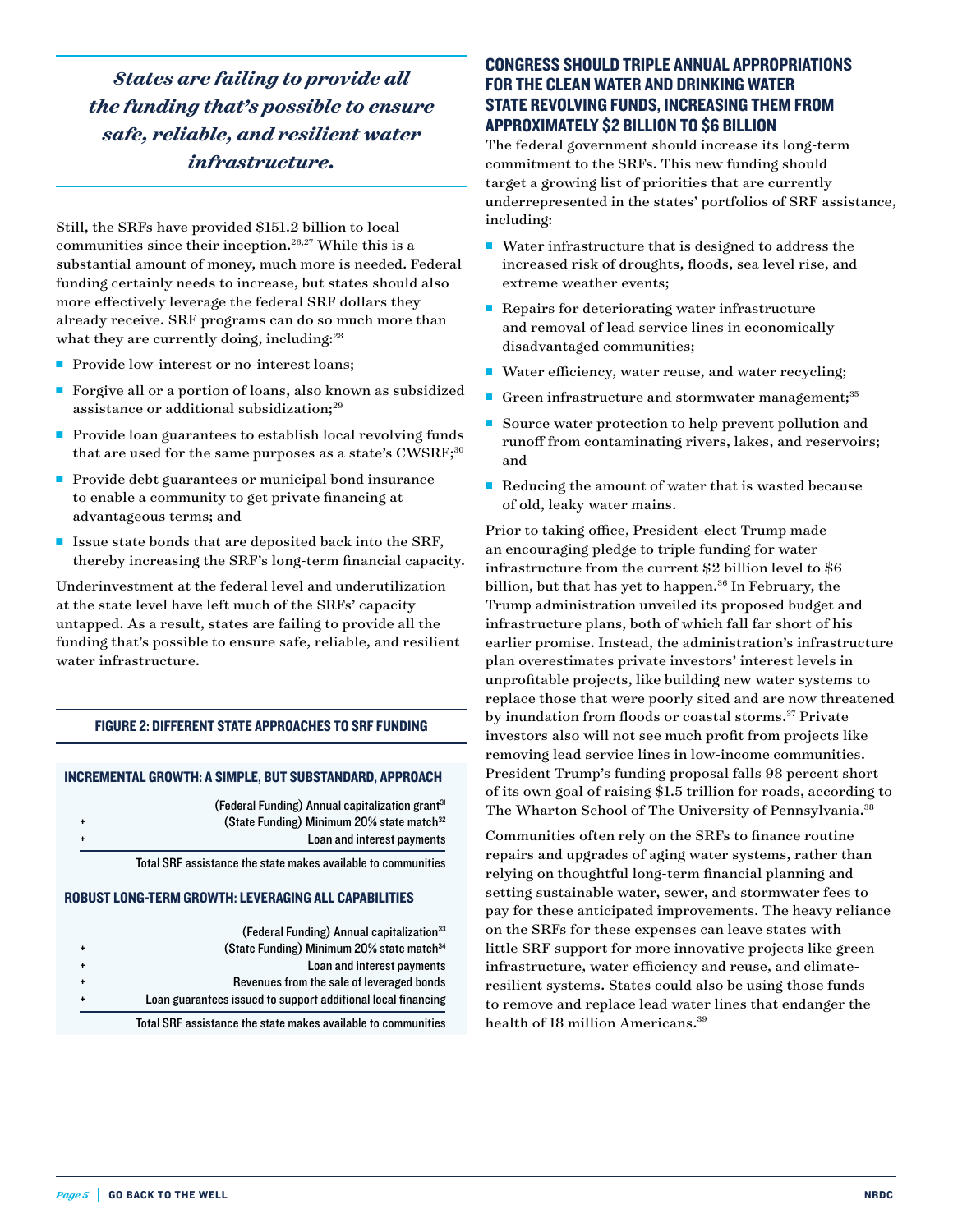*States are failing to provide all the funding that's possible to ensure safe, reliable, and resilient water infrastructure.*

Still, the SRFs have provided $151.2 billion to local communities since their inception.[26,27] While this is a substantial amount of money, much more is needed. Federal funding certainly needs to increase, but states should also more effectively leverage the federal SRF dollars they already receive. SRF programs can do so much more than what they are currently doing, including:[28]

- Provide low-interest or no-interest loans;
- Forgive all or a portion of loans, also known as subsidized assistance or additional subsidization;[29]
- Provide loan guarantees to establish local revolving funds that are used for the same purposes as a state's CWSRF;[30]
- Provide debt guarantees or municipal bond insurance to enable a community to get private financing at advantageous terms; and
- Issue state bonds that are deposited back into the SRF, thereby increasing the SRF's long-term financial capacity.

Underinvestment at the federal level and underutilization at the state level have left much of the SRFs' capacity untapped. As a result, states are failing to provide all the funding that's possible to ensure safe, reliable, and resilient water infrastructure.

#### FIGURE 2: DIFFERENT STATE APPROACHES TO SRF FUNDING

**INCREMENTAL GROWTH: A SIMPLE, BUT SUBSTANDARD, APPROACH**

| | |
|---|---|
| | (Federal Funding) Annual capitalization grant[31] |
| + | (State Funding) Minimum 20% state match[32] |
| + | Loan and interest payments |
| | Total SRF assistance the state makes available to communities |

**ROBUST LONG-TERM GROWTH: LEVERAGING ALL CAPABILITIES**

| | |
|---|---|
| | (Federal Funding) Annual capitalization[33] |
| + | (State Funding) Minimum 20% state match[34] |
| + | Loan and interest payments |
| + | Revenues from the sale of leveraged bonds |
| + | Loan guarantees issued to support additional local financing |
| | Total SRF assistance the state makes available to communities |

## CONGRESS SHOULD TRIPLE ANNUAL APPROPRIATIONS FOR THE CLEAN WATER AND DRINKING WATER STATE REVOLVING FUNDS, INCREASING THEM FROM APPROXIMATELY $2 BILLION TO $6 BILLION

The federal government should increase its long-term commitment to the SRFs. This new funding should target a growing list of priorities that are currently underrepresented in the states' portfolios of SRF assistance, including:

- Water infrastructure that is designed to address the increased risk of droughts, floods, sea level rise, and extreme weather events;
- Repairs for deteriorating water infrastructure and removal of lead service lines in economically disadvantaged communities;
- Water efficiency, water reuse, and water recycling;
- Green infrastructure and stormwater management;[35]
- Source water protection to help prevent pollution and runoff from contaminating rivers, lakes, and reservoirs; and
- Reducing the amount of water that is wasted because of old, leaky water mains.

Prior to taking office, President-elect Trump made an encouraging pledge to triple funding for water infrastructure from the current $2 billion level to $6 billion, but that has yet to happen.[36] In February, the Trump administration unveiled its proposed budget and infrastructure plans, both of which fall far short of his earlier promise. Instead, the administration's infrastructure plan overestimates private investors' interest levels in unprofitable projects, like building new water systems to replace those that were poorly sited and are now threatened by inundation from floods or coastal storms.[37] Private investors also will not see much profit from projects like removing lead service lines in low-income communities. President Trump's funding proposal falls 98 percent short of its own goal of raising $1.5 trillion for roads, according to The Wharton School of The University of Pennsylvania.[38]

Communities often rely on the SRFs to finance routine repairs and upgrades of aging water systems, rather than relying on thoughtful long-term financial planning and setting sustainable water, sewer, and stormwater fees to pay for these anticipated improvements. The heavy reliance on the SRFs for these expenses can leave states with little SRF support for more innovative projects like green infrastructure, water efficiency and reuse, and climate-resilient systems. States could also be using those funds to remove and replace lead water lines that endanger the health of 18 million Americans.[39]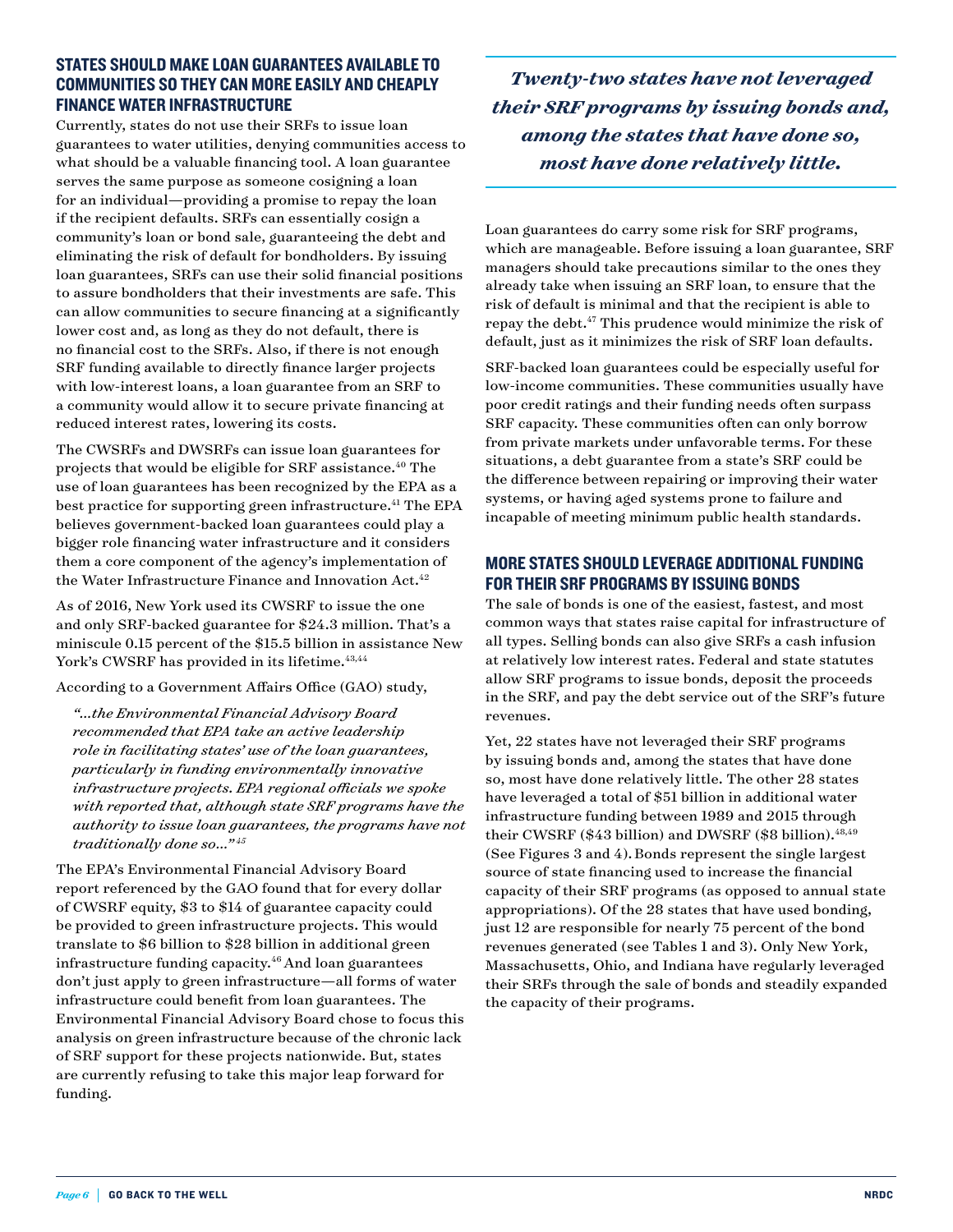## STATES SHOULD MAKE LOAN GUARANTEES AVAILABLE TO COMMUNITIES SO THEY CAN MORE EASILY AND CHEAPLY FINANCE WATER INFRASTRUCTURE

Currently, states do not use their SRFs to issue loan guarantees to water utilities, denying communities access to what should be a valuable financing tool. A loan guarantee serves the same purpose as someone cosigning a loan for an individual—providing a promise to repay the loan if the recipient defaults. SRFs can essentially cosign a community's loan or bond sale, guaranteeing the debt and eliminating the risk of default for bondholders. By issuing loan guarantees, SRFs can use their solid financial positions to assure bondholders that their investments are safe. This can allow communities to secure financing at a significantly lower cost and, as long as they do not default, there is no financial cost to the SRFs. Also, if there is not enough SRF funding available to directly finance larger projects with low-interest loans, a loan guarantee from an SRF to a community would allow it to secure private financing at reduced interest rates, lowering its costs.

The CWSRFs and DWSRFs can issue loan guarantees for projects that would be eligible for SRF assistance.[40] The use of loan guarantees has been recognized by the EPA as a best practice for supporting green infrastructure.[41] The EPA believes government-backed loan guarantees could play a bigger role financing water infrastructure and it considers them a core component of the agency's implementation of the Water Infrastructure Finance and Innovation Act.[42]

As of 2016, New York used its CWSRF to issue the one and only SRF-backed guarantee for $24.3 million. That's a miniscule 0.15 percent of the $15.5 billion in assistance New York's CWSRF has provided in its lifetime.[43,44]

According to a Government Affairs Office (GAO) study,

> *"...the Environmental Financial Advisory Board recommended that EPA take an active leadership role in facilitating states' use of the loan guarantees, particularly in funding environmentally innovative infrastructure projects. EPA regional officials we spoke with reported that, although state SRF programs have the authority to issue loan guarantees, the programs have not traditionally done so..."*[45]

The EPA's Environmental Financial Advisory Board report referenced by the GAO found that for every dollar of CWSRF equity, $3 to $14 of guarantee capacity could be provided to green infrastructure projects. This would translate to $6 billion to $28 billion in additional green infrastructure funding capacity.[46] And loan guarantees don't just apply to green infrastructure—all forms of water infrastructure could benefit from loan guarantees. The Environmental Financial Advisory Board chose to focus this analysis on green infrastructure because of the chronic lack of SRF support for these projects nationwide. But, states are currently refusing to take this major leap forward for funding.

> ***Twenty-two states have not leveraged their SRF programs by issuing bonds and, among the states that have done so, most have done relatively little.***

Loan guarantees do carry some risk for SRF programs, which are manageable. Before issuing a loan guarantee, SRF managers should take precautions similar to the ones they already take when issuing an SRF loan, to ensure that the risk of default is minimal and that the recipient is able to repay the debt.[47] This prudence would minimize the risk of default, just as it minimizes the risk of SRF loan defaults.

SRF-backed loan guarantees could be especially useful for low-income communities. These communities usually have poor credit ratings and their funding needs often surpass SRF capacity. These communities often can only borrow from private markets under unfavorable terms. For these situations, a debt guarantee from a state's SRF could be the difference between repairing or improving their water systems, or having aged systems prone to failure and incapable of meeting minimum public health standards.

## MORE STATES SHOULD LEVERAGE ADDITIONAL FUNDING FOR THEIR SRF PROGRAMS BY ISSUING BONDS

The sale of bonds is one of the easiest, fastest, and most common ways that states raise capital for infrastructure of all types. Selling bonds can also give SRFs a cash infusion at relatively low interest rates. Federal and state statutes allow SRF programs to issue bonds, deposit the proceeds in the SRF, and pay the debt service out of the SRF's future revenues.

Yet, 22 states have not leveraged their SRF programs by issuing bonds and, among the states that have done so, most have done relatively little. The other 28 states have leveraged a total of $51 billion in additional water infrastructure funding between 1989 and 2015 through their CWSRF ($43 billion) and DWSRF ($8 billion).[48,49] (See Figures 3 and 4). Bonds represent the single largest source of state financing used to increase the financial capacity of their SRF programs (as opposed to annual state appropriations). Of the 28 states that have used bonding, just 12 are responsible for nearly 75 percent of the bond revenues generated (see Tables 1 and 3). Only New York, Massachusetts, Ohio, and Indiana have regularly leveraged their SRFs through the sale of bonds and steadily expanded the capacity of their programs.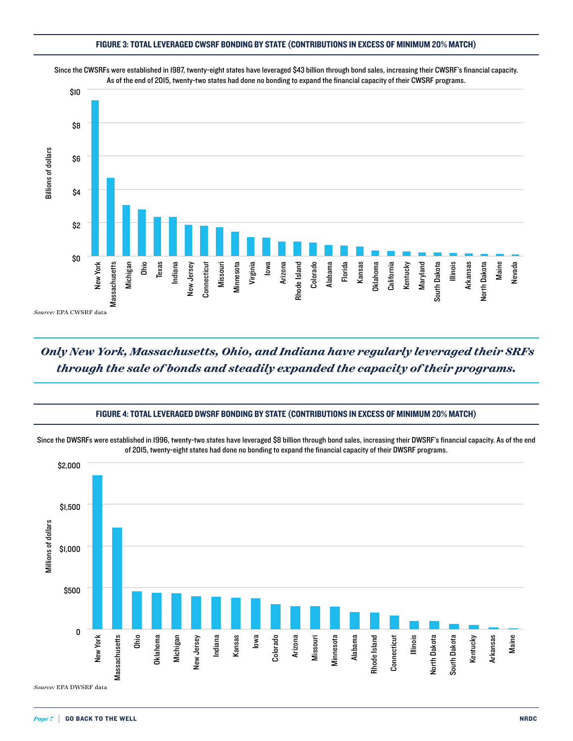## FIGURE 3: TOTAL LEVERAGED CWSRF BONDING BY STATE (CONTRIBUTIONS IN EXCESS OF MINIMUM 20% MATCH)

Since the CWSRFs were established in 1987, twenty-eight states have leveraged $43 billion through bond sales, increasing their CWSRF's financial capacity. As of the end of 2015, twenty-two states had done no bonding to expand the financial capacity of their CWSRF programs.

Billions of dollars

$10
$8
$6
$4
$2
$0

New York, Massachusetts, Michigan, Ohio, Texas, Indiana, New Jersey, Connecticut, Missouri, Minnesota, Virginia, Iowa, Arizona, Rhode Island, Colorado, Alabama, Florida, Kansas, Oklahoma, California, Kentucky, Maryland, South Dakota, Illinois, Arkansas, North Dakota, Maine, Nevada

*Source:* EPA CWSRF data

***Only New York, Massachusetts, Ohio, and Indiana have regularly leveraged their SRFs through the sale of bonds and steadily expanded the capacity of their programs.***

## FIGURE 4: TOTAL LEVERAGED DWSRF BONDING BY STATE (CONTRIBUTIONS IN EXCESS OF MINIMUM 20% MATCH)

Since the DWSRFs were established in 1996, twenty-two states have leveraged $8 billion through bond sales, increasing their DWSRF's financial capacity. As of the end of 2015, twenty-eight states had done no bonding to expand the financial capacity of their DWSRF programs.

Millions of dollars

$2,000
$1,500
$1,000
$500
0

New York, Massachusetts, Ohio, Oklahoma, Michigan, New Jersey, Indiana, Kansas, Iowa, Colorado, Arizona, Missouri, Minnesota, Alabama, Rhode Island, Connecticut, Illinois, North Dakota, South Dakota, Kentucky, Arkansas, Maine

*Source:* EPA DWSRF data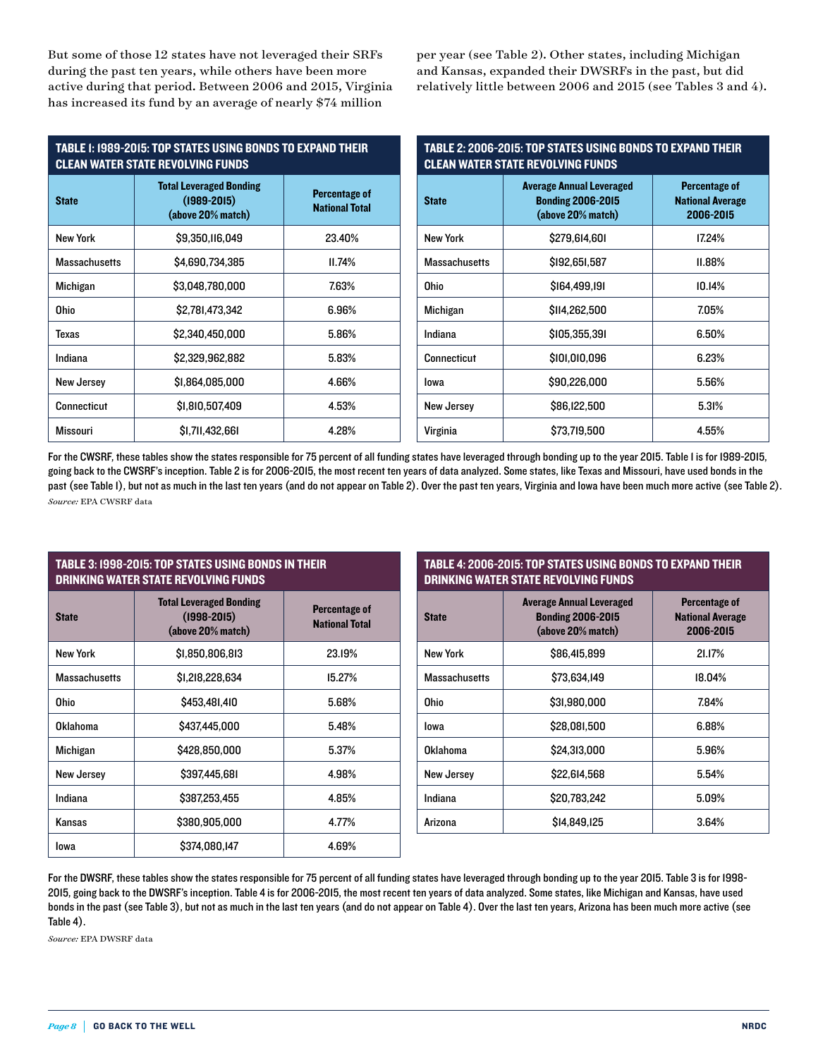But some of those 12 states have not leveraged their SRFs during the past ten years, while others have been more active during that period. Between 2006 and 2015, Virginia has increased its fund by an average of nearly $74 million per year (see Table 2). Other states, including Michigan and Kansas, expanded their DWSRFs in the past, but did relatively little between 2006 and 2015 (see Tables 3 and 4).

**TABLE 1: 1989-2015: TOP STATES USING BONDS TO EXPAND THEIR CLEAN WATER STATE REVOLVING FUNDS**

| State | Total Leveraged Bonding (1989-2015) (above 20% match) | Percentage of National Total |
|---|---|---|
| New York | $9,350,116,049 | 23.40% |
| Massachusetts | $4,690,734,385 | 11.74% |
| Michigan | $3,048,780,000 | 7.63% |
| Ohio | $2,781,473,342 | 6.96% |
| Texas | $2,340,450,000 | 5.86% |
| Indiana | $2,329,962,882 | 5.83% |
| New Jersey | $1,864,085,000 | 4.66% |
| Connecticut | $1,810,507,409 | 4.53% |
| Missouri | $1,711,432,661 | 4.28% |

**TABLE 2: 2006-2015: TOP STATES USING BONDS TO EXPAND THEIR CLEAN WATER STATE REVOLVING FUNDS**

| State | Average Annual Leveraged Bonding 2006-2015 (above 20% match) | Percentage of National Average 2006-2015 |
|---|---|---|
| New York | $279,614,601 | 17.24% |
| Massachusetts | $192,651,587 | 11.88% |
| Ohio | $164,499,191 | 10.14% |
| Michigan | $114,262,500 | 7.05% |
| Indiana | $105,355,391 | 6.50% |
| Connecticut | $101,010,096 | 6.23% |
| Iowa | $90,226,000 | 5.56% |
| New Jersey | $86,122,500 | 5.31% |
| Virginia | $73,719,500 | 4.55% |

For the CWSRF, these tables show the states responsible for 75 percent of all funding states have leveraged through bonding up to the year 2015. Table 1 is for 1989-2015, going back to the CWSRF's inception. Table 2 is for 2006-2015, the most recent ten years of data analyzed. Some states, like Texas and Missouri, have used bonds in the past (see Table 1), but not as much in the last ten years (and do not appear on Table 2). Over the past ten years, Virginia and Iowa have been much more active (see Table 2).
*Source:* EPA CWSRF data

**TABLE 3: 1998-2015: TOP STATES USING BONDS IN THEIR DRINKING WATER STATE REVOLVING FUNDS**

| State | Total Leveraged Bonding (1998-2015) (above 20% match) | Percentage of National Total |
|---|---|---|
| New York | $1,850,806,813 | 23.19% |
| Massachusetts | $1,218,228,634 | 15.27% |
| Ohio | $453,481,410 | 5.68% |
| Oklahoma | $437,445,000 | 5.48% |
| Michigan | $428,850,000 | 5.37% |
| New Jersey | $397,445,681 | 4.98% |
| Indiana | $387,253,455 | 4.85% |
| Kansas | $380,905,000 | 4.77% |
| Iowa | $374,080,147 | 4.69% |

**TABLE 4: 2006-2015: TOP STATES USING BONDS TO EXPAND THEIR DRINKING WATER STATE REVOLVING FUNDS**

| State | Average Annual Leveraged Bonding 2006-2015 (above 20% match) | Percentage of National Average 2006-2015 |
|---|---|---|
| New York | $86,415,899 | 21.17% |
| Massachusetts | $73,634,149 | 18.04% |
| Ohio | $31,980,000 | 7.84% |
| Iowa | $28,081,500 | 6.88% |
| Oklahoma | $24,313,000 | 5.96% |
| New Jersey | $22,614,568 | 5.54% |
| Indiana | $20,783,242 | 5.09% |
| Arizona | $14,849,125 | 3.64% |

For the DWSRF, these tables show the states responsible for 75 percent of all funding states have leveraged through bonding up to the year 2015. Table 3 is for 1998-2015, going back to the DWSRF's inception. Table 4 is for 2006-2015, the most recent ten years of data analyzed. Some states, like Michigan and Kansas, have used bonds in the past (see Table 3), but not as much in the last ten years (and do not appear on Table 4). Over the last ten years, Arizona has been much more active (see Table 4).
*Source:* EPA DWSRF data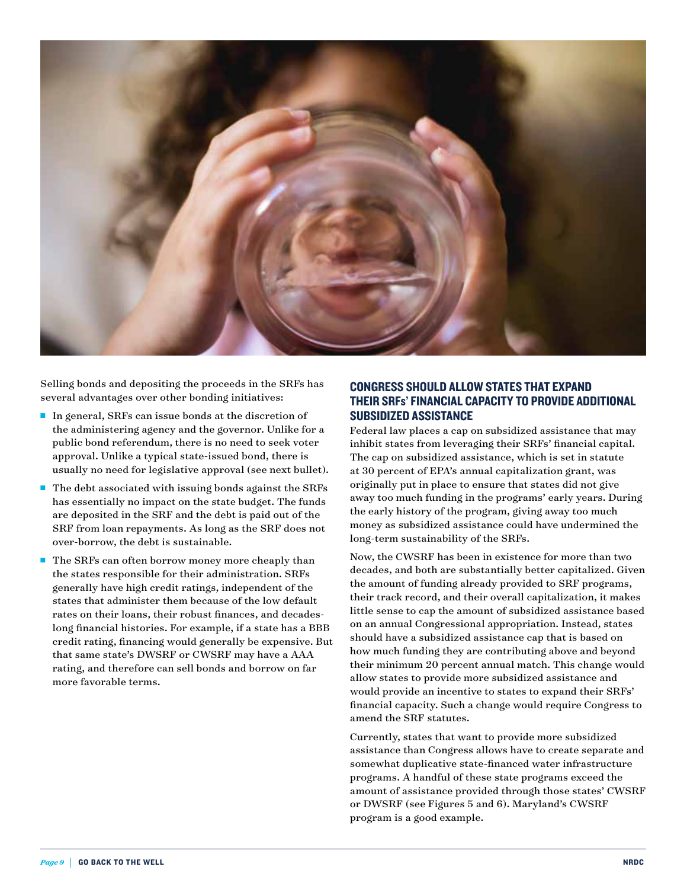Selling bonds and depositing the proceeds in the SRFs has several advantages over other bonding initiatives:

- In general, SRFs can issue bonds at the discretion of the administering agency and the governor. Unlike for a public bond referendum, there is no need to seek voter approval. Unlike a typical state-issued bond, there is usually no need for legislative approval (see next bullet).
- The debt associated with issuing bonds against the SRFs has essentially no impact on the state budget. The funds are deposited in the SRF and the debt is paid out of the SRF from loan repayments. As long as the SRF does not over-borrow, the debt is sustainable.
- The SRFs can often borrow money more cheaply than the states responsible for their administration. SRFs generally have high credit ratings, independent of the states that administer them because of the low default rates on their loans, their robust finances, and decades-long financial histories. For example, if a state has a BBB credit rating, financing would generally be expensive. But that same state's DWSRF or CWSRF may have a AAA rating, and therefore can sell bonds and borrow on far more favorable terms.

## CONGRESS SHOULD ALLOW STATES THAT EXPAND THEIR SRFs' FINANCIAL CAPACITY TO PROVIDE ADDITIONAL SUBSIDIZED ASSISTANCE

Federal law places a cap on subsidized assistance that may inhibit states from leveraging their SRFs' financial capital. The cap on subsidized assistance, which is set in statute at 30 percent of EPA's annual capitalization grant, was originally put in place to ensure that states did not give away too much funding in the programs' early years. During the early history of the program, giving away too much money as subsidized assistance could have undermined the long-term sustainability of the SRFs.

Now, the CWSRF has been in existence for more than two decades, and both are substantially better capitalized. Given the amount of funding already provided to SRF programs, their track record, and their overall capitalization, it makes little sense to cap the amount of subsidized assistance based on an annual Congressional appropriation. Instead, states should have a subsidized assistance cap that is based on how much funding they are contributing above and beyond their minimum 20 percent annual match. This change would allow states to provide more subsidized assistance and would provide an incentive to states to expand their SRFs' financial capacity. Such a change would require Congress to amend the SRF statutes.

Currently, states that want to provide more subsidized assistance than Congress allows have to create separate and somewhat duplicative state-financed water infrastructure programs. A handful of these state programs exceed the amount of assistance provided through those states' CWSRF or DWSRF (see Figures 5 and 6). Maryland's CWSRF program is a good example.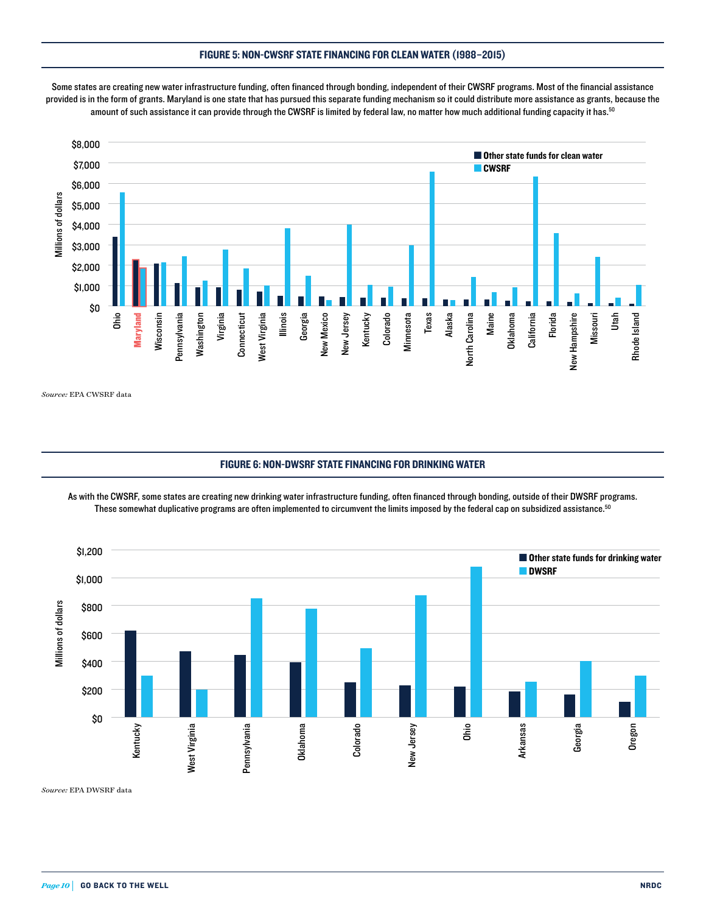### FIGURE 5: NON-CWSRF STATE FINANCING FOR CLEAN WATER (1988–2015)

Some states are creating new water infrastructure funding, often financed through bonding, independent of their CWSRF programs. Most of the financial assistance provided is in the form of grants. Maryland is one state that has pursued this separate funding mechanism so it could distribute more assistance as grants, because the amount of such assistance it can provide through the CWSRF is limited by federal law, no matter how much additional funding capacity it has.[50]

*Source:* EPA CWSRF data

### FIGURE 6: NON-DWSRF STATE FINANCING FOR DRINKING WATER

As with the CWSRF, some states are creating new drinking water infrastructure funding, often financed through bonding, outside of their DWSRF programs. These somewhat duplicative programs are often implemented to circumvent the limits imposed by the federal cap on subsidized assistance.[50]

*Source:* EPA DWSRF data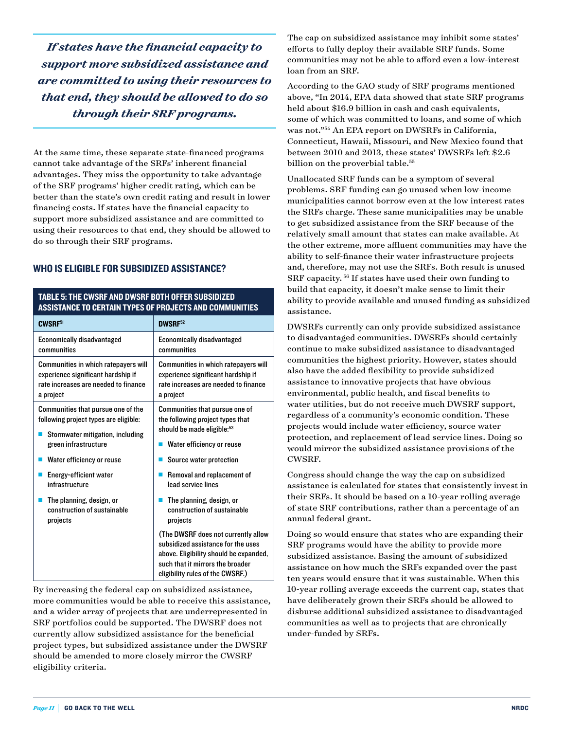*If states have the financial capacity to support more subsidized assistance and are committed to using their resources to that end, they should be allowed to do so through their SRF programs.*

At the same time, these separate state-financed programs cannot take advantage of the SRFs' inherent financial advantages. They miss the opportunity to take advantage of the SRF programs' higher credit rating, which can be better than the state's own credit rating and result in lower financing costs. If states have the financial capacity to support more subsidized assistance and are committed to using their resources to that end, they should be allowed to do so through their SRF programs.

## WHO IS ELIGIBLE FOR SUBSIDIZED ASSISTANCE?

**TABLE 5: THE CWSRF AND DWSRF BOTH OFFER SUBSIDIZED ASSISTANCE TO CERTAIN TYPES OF PROJECTS AND COMMUNITIES**

| CWSRF[51] | DWSRF[52] |
|---|---|
| Economically disadvantaged communities | Economically disadvantaged communities |
| Communities in which ratepayers will experience significant hardship if rate increases are needed to finance a project | Communities in which ratepayers will experience significant hardship if rate increases are needed to finance a project |
| Communities that pursue one of the following project types are eligible:<br>■ Stormwater mitigation, including green infrastructure<br>■ Water efficiency or reuse<br>■ Energy-efficient water infrastructure<br>■ The planning, design, or construction of sustainable projects | Communities that pursue one of the following project types that should be made eligible:[53]<br>■ Water efficiency or reuse<br>■ Source water protection<br>■ Removal and replacement of lead service lines<br>■ The planning, design, or construction of sustainable projects<br>(The DWSRF does not currently allow subsidized assistance for the uses above. Eligibility should be expanded, such that it mirrors the broader eligibility rules of the CWSRF.) |

By increasing the federal cap on subsidized assistance, more communities would be able to receive this assistance, and a wider array of projects that are underrepresented in SRF portfolios could be supported. The DWSRF does not currently allow subsidized assistance for the beneficial project types, but subsidized assistance under the DWSRF should be amended to more closely mirror the CWSRF eligibility criteria.

The cap on subsidized assistance may inhibit some states' efforts to fully deploy their available SRF funds. Some communities may not be able to afford even a low-interest loan from an SRF.

According to the GAO study of SRF programs mentioned above, "In 2014, EPA data showed that state SRF programs held about $16.9 billion in cash and cash equivalents, some of which was committed to loans, and some of which was not."[54] An EPA report on DWSRFs in California, Connecticut, Hawaii, Missouri, and New Mexico found that between 2010 and 2013, these states' DWSRFs left $2.6 billion on the proverbial table.[55]

Unallocated SRF funds can be a symptom of several problems. SRF funding can go unused when low-income municipalities cannot borrow even at the low interest rates the SRFs charge. These same municipalities may be unable to get subsidized assistance from the SRF because of the relatively small amount that states can make available. At the other extreme, more affluent communities may have the ability to self-finance their water infrastructure projects and, therefore, may not use the SRFs. Both result is unused SRF capacity.[56] If states have used their own funding to build that capacity, it doesn't make sense to limit their ability to provide available and unused funding as subsidized assistance.

DWSRFs currently can only provide subsidized assistance to disadvantaged communities. DWSRFs should certainly continue to make subsidized assistance to disadvantaged communities the highest priority. However, states should also have the added flexibility to provide subsidized assistance to innovative projects that have obvious environmental, public health, and fiscal benefits to water utilities, but do not receive much DWSRF support, regardless of a community's economic condition. These projects would include water efficiency, source water protection, and replacement of lead service lines. Doing so would mirror the subsidized assistance provisions of the CWSRF.

Congress should change the way the cap on subsidized assistance is calculated for states that consistently invest in their SRFs. It should be based on a 10-year rolling average of state SRF contributions, rather than a percentage of an annual federal grant.

Doing so would ensure that states who are expanding their SRF programs would have the ability to provide more subsidized assistance. Basing the amount of subsidized assistance on how much the SRFs expanded over the past ten years would ensure that it was sustainable. When this 10-year rolling average exceeds the current cap, states that have deliberately grown their SRFs should be allowed to disburse additional subsidized assistance to disadvantaged communities as well as to projects that are chronically under-funded by SRFs.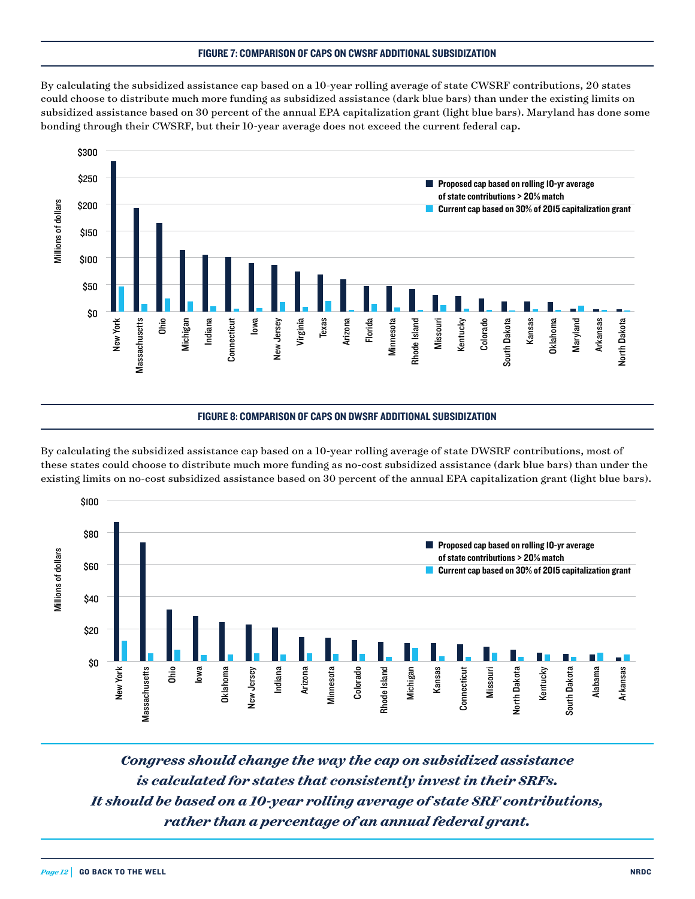### FIGURE 7: COMPARISON OF CAPS ON CWSRF ADDITIONAL SUBSIDIZATION

By calculating the subsidized assistance cap based on a 10-year rolling average of state CWSRF contributions, 20 states could choose to distribute much more funding as subsidized assistance (dark blue bars) than under the existing limits on subsidized assistance based on 30 percent of the annual EPA capitalization grant (light blue bars). Maryland has done some bonding through their CWSRF, but their 10-year average does not exceed the current federal cap.

### FIGURE 8: COMPARISON OF CAPS ON DWSRF ADDITIONAL SUBSIDIZATION

By calculating the subsidized assistance cap based on a 10-year rolling average of state DWSRF contributions, most of these states could choose to distribute much more funding as no-cost subsidized assistance (dark blue bars) than under the existing limits on no-cost subsidized assistance based on 30 percent of the annual EPA capitalization grant (light blue bars).

***Congress should change the way the cap on subsidized assistance is calculated for states that consistently invest in their SRFs. It should be based on a 10-year rolling average of state SRF contributions, rather than a percentage of an annual federal grant.***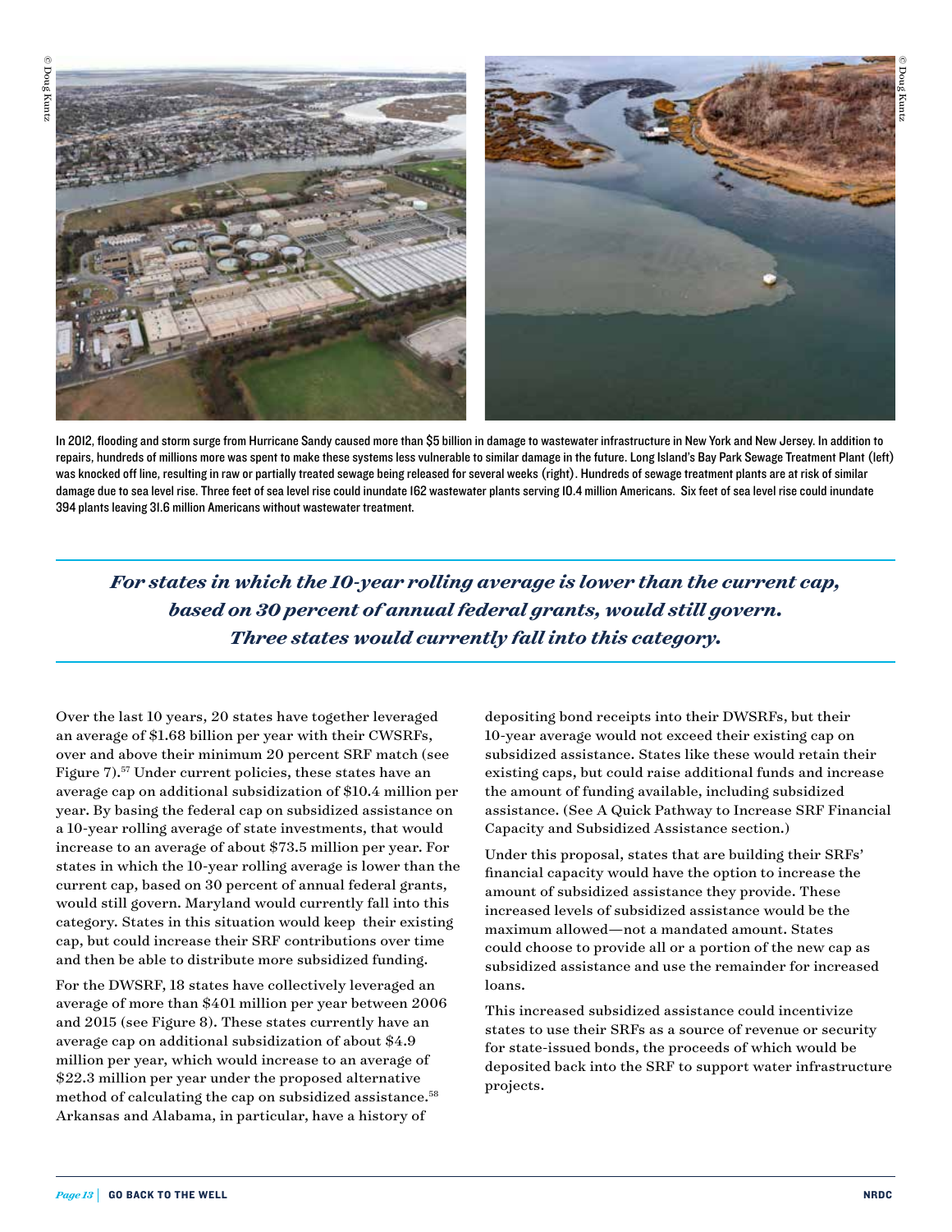In 2012, flooding and storm surge from Hurricane Sandy caused more than $5 billion in damage to wastewater infrastructure in New York and New Jersey. In addition to repairs, hundreds of millions more was spent to make these systems less vulnerable to similar damage in the future. Long Island's Bay Park Sewage Treatment Plant (left) was knocked off line, resulting in raw or partially treated sewage being released for several weeks (right). Hundreds of sewage treatment plants are at risk of similar damage due to sea level rise. Three feet of sea level rise could inundate 162 wastewater plants serving 10.4 million Americans. Six feet of sea level rise could inundate 394 plants leaving 31.6 million Americans without wastewater treatment.

> ***For states in which the 10-year rolling average is lower than the current cap, based on 30 percent of annual federal grants, would still govern. Three states would currently fall into this category.***

Over the last 10 years, 20 states have together leveraged an average of $1.68 billion per year with their CWSRFs, over and above their minimum 20 percent SRF match (see Figure 7).[57] Under current policies, these states have an average cap on additional subsidization of $10.4 million per year. By basing the federal cap on subsidized assistance on a 10-year rolling average of state investments, that would increase to an average of about $73.5 million per year. For states in which the 10-year rolling average is lower than the current cap, based on 30 percent of annual federal grants, would still govern. Maryland would currently fall into this category. States in this situation would keep their existing cap, but could increase their SRF contributions over time and then be able to distribute more subsidized funding.

For the DWSRF, 18 states have collectively leveraged an average of more than $401 million per year between 2006 and 2015 (see Figure 8). These states currently have an average cap on additional subsidization of about $4.9 million per year, which would increase to an average of $22.3 million per year under the proposed alternative method of calculating the cap on subsidized assistance.[58] Arkansas and Alabama, in particular, have a history of depositing bond receipts into their DWSRFs, but their 10-year average would not exceed their existing cap on subsidized assistance. States like these would retain their existing caps, but could raise additional funds and increase the amount of funding available, including subsidized assistance. (See A Quick Pathway to Increase SRF Financial Capacity and Subsidized Assistance section.)

Under this proposal, states that are building their SRFs' financial capacity would have the option to increase the amount of subsidized assistance they provide. These increased levels of subsidized assistance would be the maximum allowed—not a mandated amount. States could choose to provide all or a portion of the new cap as subsidized assistance and use the remainder for increased loans.

This increased subsidized assistance could incentivize states to use their SRFs as a source of revenue or security for state-issued bonds, the proceeds of which would be deposited back into the SRF to support water infrastructure projects.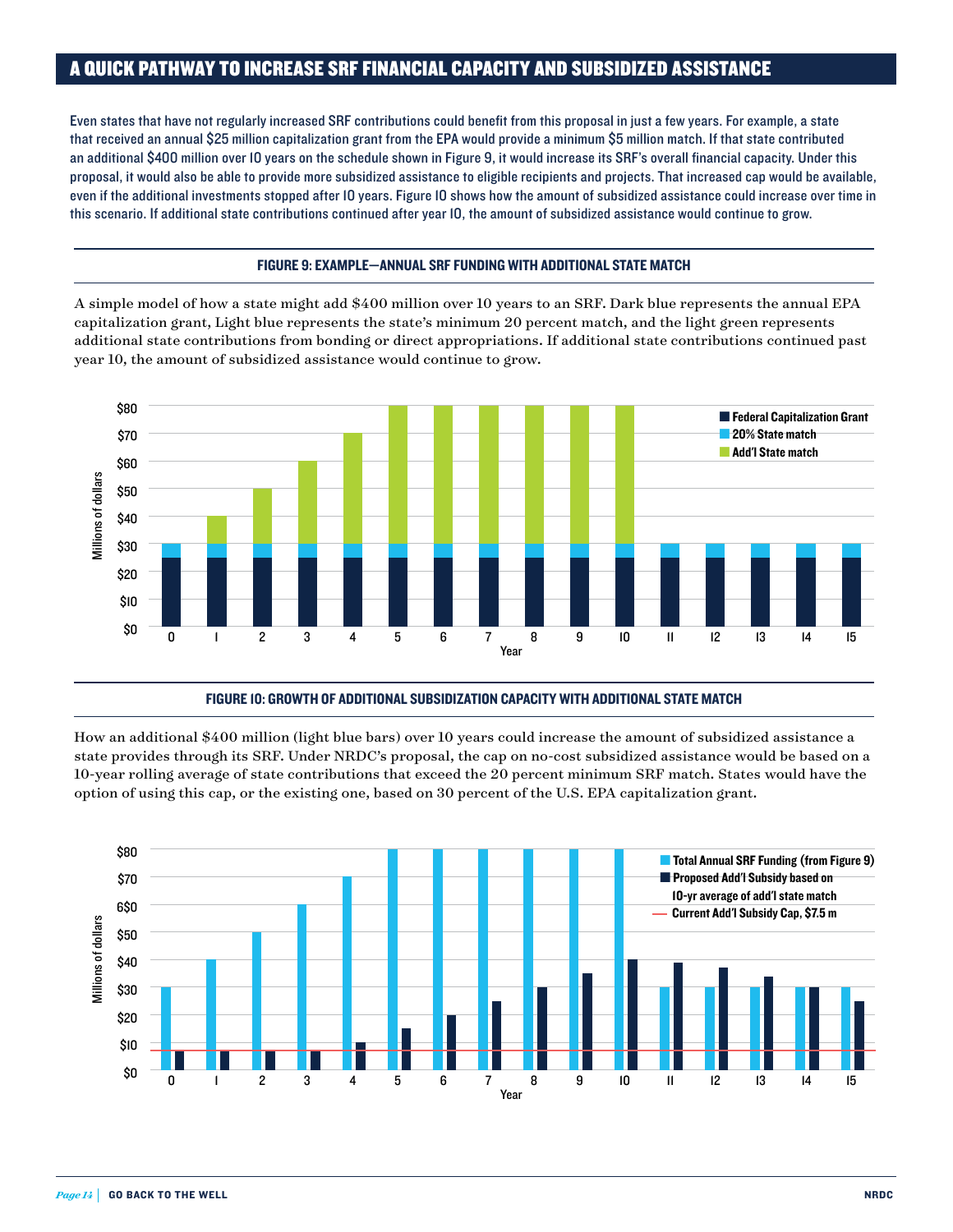## A QUICK PATHWAY TO INCREASE SRF FINANCIAL CAPACITY AND SUBSIDIZED ASSISTANCE

Even states that have not regularly increased SRF contributions could benefit from this proposal in just a few years. For example, a state that received an annual $25 million capitalization grant from the EPA would provide a minimum $5 million match. If that state contributed an additional $400 million over 10 years on the schedule shown in Figure 9, it would increase its SRF's overall financial capacity. Under this proposal, it would also be able to provide more subsidized assistance to eligible recipients and projects. That increased cap would be available, even if the additional investments stopped after 10 years. Figure 10 shows how the amount of subsidized assistance could increase over time in this scenario. If additional state contributions continued after year 10, the amount of subsidized assistance would continue to grow.

**FIGURE 9: EXAMPLE—ANNUAL SRF FUNDING WITH ADDITIONAL STATE MATCH**

A simple model of how a state might add $400 million over 10 years to an SRF. Dark blue represents the annual EPA capitalization grant, Light blue represents the state's minimum 20 percent match, and the light green represents additional state contributions from bonding or direct appropriations. If additional state contributions continued past year 10, the amount of subsidized assistance would continue to grow.

| Year | Federal Capitalization Grant | 20% State match | Add'l State match | Total |
|---|---|---|---|---|
| 0 | $25 | $5 | $0 | $30 |
| 1 | $25 | $5 | $10 | $40 |
| 2 | $25 | $5 | $20 | $50 |
| 3 | $25 | $5 | $30 | $60 |
| 4 | $25 | $5 | $40 | $70 |
| 5 | $25 | $5 | $50 | $80 |
| 6 | $25 | $5 | $50 | $80 |
| 7 | $25 | $5 | $50 | $80 |
| 8 | $25 | $5 | $50 | $80 |
| 9 | $25 | $5 | $50 | $80 |
| 10 | $25 | $5 | $50 | $80 |
| 11 | $25 | $5 | $0 | $30 |
| 12 | $25 | $5 | $0 | $30 |
| 13 | $25 | $5 | $0 | $30 |
| 14 | $25 | $5 | $0 | $30 |
| 15 | $25 | $5 | $0 | $30 |

**FIGURE 10: GROWTH OF ADDITIONAL SUBSIDIZATION CAPACITY WITH ADDITIONAL STATE MATCH**

How an additional $400 million (light blue bars) over 10 years could increase the amount of subsidized assistance a state provides through its SRF. Under NRDC's proposal, the cap on no-cost subsidized assistance would be based on a 10-year rolling average of state contributions that exceed the 20 percent minimum SRF match. States would have the option of using this cap, or the existing one, based on 30 percent of the U.S. EPA capitalization grant.

| Year | Total Annual SRF Funding (from Figure 9) | Proposed Add'l Subsidy based on 10-yr average of add'l state match | Current Add'l Subsidy Cap, $7.5 m |
|---|---|---|---|
| 0 | $30 | $7.5 | $7.5 |
| 1 | $40 | $7.5 | $7.5 |
| 2 | $50 | $7.5 | $7.5 |
| 3 | $60 | $7.5 | $7.5 |
| 4 | $70 | $10 | $7.5 |
| 5 | $80 | $15 | $7.5 |
| 6 | $80 | $20 | $7.5 |
| 7 | $80 | $25 | $7.5 |
| 8 | $80 | $30 | $7.5 |
| 9 | $80 | $35 | $7.5 |
| 10 | $80 | $40 | $7.5 |
| 11 | $30 | $39 | $7.5 |
| 12 | $30 | $37 | $7.5 |
| 13 | $30 | $34 | $7.5 |
| 14 | $30 | $30 | $7.5 |
| 15 | $30 | $25 | $7.5 |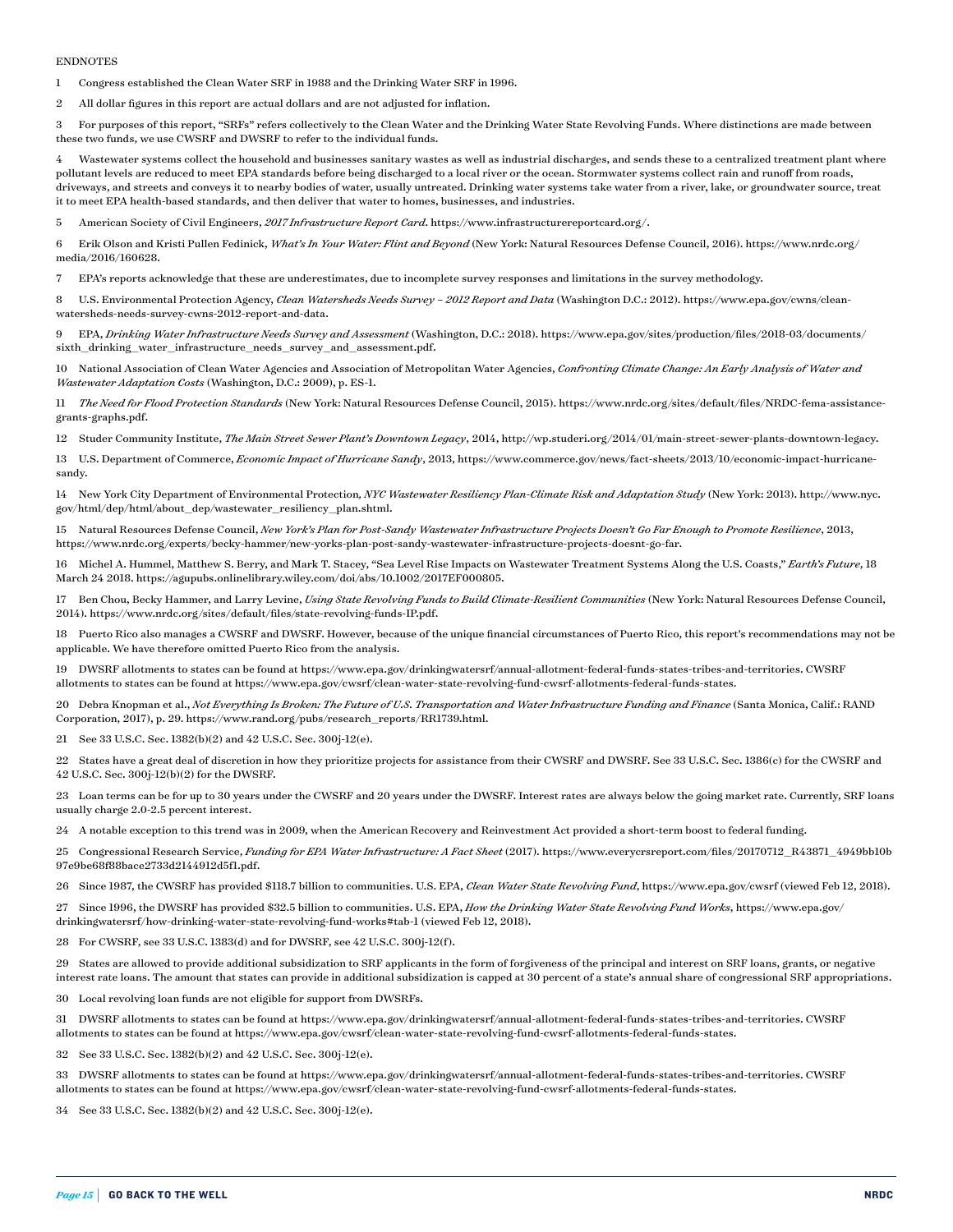ENDNOTES

1 Congress established the Clean Water SRF in 1988 and the Drinking Water SRF in 1996.

2 All dollar figures in this report are actual dollars and are not adjusted for inflation.

3 For purposes of this report, "SRFs" refers collectively to the Clean Water and the Drinking Water State Revolving Funds. Where distinctions are made between these two funds, we use CWSRF and DWSRF to refer to the individual funds.

4 Wastewater systems collect the household and businesses sanitary wastes as well as industrial discharges, and sends these to a centralized treatment plant where pollutant levels are reduced to meet EPA standards before being discharged to a local river or the ocean. Stormwater systems collect rain and runoff from roads, driveways, and streets and conveys it to nearby bodies of water, usually untreated. Drinking water systems take water from a river, lake, or groundwater source, treat it to meet EPA health-based standards, and then deliver that water to homes, businesses, and industries.

5 American Society of Civil Engineers, *2017 Infrastructure Report Card*. https://www.infrastructurereportcard.org/.

6 Erik Olson and Kristi Pullen Fedinick, *What's In Your Water: Flint and Beyond* (New York: Natural Resources Defense Council, 2016). https://www.nrdc.org/media/2016/160628.

7 EPA's reports acknowledge that these are underestimates, due to incomplete survey responses and limitations in the survey methodology.

8 U.S. Environmental Protection Agency, *Clean Watersheds Needs Survey – 2012 Report and Data* (Washington D.C.: 2012). https://www.epa.gov/cwns/clean-watersheds-needs-survey-cwns-2012-report-and-data.

9 EPA, *Drinking Water Infrastructure Needs Survey and Assessment* (Washington, D.C.: 2018). https://www.epa.gov/sites/production/files/2018-03/documents/sixth_drinking_water_infrastructure_needs_survey_and_assessment.pdf.

10 National Association of Clean Water Agencies and Association of Metropolitan Water Agencies, *Confronting Climate Change: An Early Analysis of Water and Wastewater Adaptation Costs* (Washington, D.C.: 2009), p. ES-1.

11 *The Need for Flood Protection Standards* (New York: Natural Resources Defense Council, 2015). https://www.nrdc.org/sites/default/files/NRDC-fema-assistance-grants-graphs.pdf.

12 Studer Community Institute, *The Main Street Sewer Plant's Downtown Legacy*, 2014, http://wp.studeri.org/2014/01/main-street-sewer-plants-downtown-legacy.

13 U.S. Department of Commerce, *Economic Impact of Hurricane Sandy*, 2013, https://www.commerce.gov/news/fact-sheets/2013/10/economic-impact-hurricane-sandy.

14 New York City Department of Environmental Protection, *NYC Wastewater Resiliency Plan-Climate Risk and Adaptation Study* (New York: 2013). http://www.nyc.gov/html/dep/html/about_dep/wastewater_resiliency_plan.shtml.

15 Natural Resources Defense Council, *New York's Plan for Post-Sandy Wastewater Infrastructure Projects Doesn't Go Far Enough to Promote Resilience*, 2013, https://www.nrdc.org/experts/becky-hammer/new-yorks-plan-post-sandy-wastewater-infrastructure-projects-doesnt-go-far.

16 Michel A. Hummel, Matthew S. Berry, and Mark T. Stacey, "Sea Level Rise Impacts on Wastewater Treatment Systems Along the U.S. Coasts," *Earth's Future*, 18 March 24 2018. https://agupubs.onlinelibrary.wiley.com/doi/abs/10.1002/2017EF000805.

17 Ben Chou, Becky Hammer, and Larry Levine, *Using State Revolving Funds to Build Climate-Resilient Communities* (New York: Natural Resources Defense Council, 2014). https://www.nrdc.org/sites/default/files/state-revolving-funds-IP.pdf.

18 Puerto Rico also manages a CWSRF and DWSRF. However, because of the unique financial circumstances of Puerto Rico, this report's recommendations may not be applicable. We have therefore omitted Puerto Rico from the analysis.

19 DWSRF allotments to states can be found at https://www.epa.gov/drinkingwatersrf/annual-allotment-federal-funds-states-tribes-and-territories. CWSRF allotments to states can be found at https://www.epa.gov/cwsrf/clean-water-state-revolving-fund-cwsrf-allotments-federal-funds-states.

20 Debra Knopman et al., *Not Everything Is Broken: The Future of U.S. Transportation and Water Infrastructure Funding and Finance* (Santa Monica, Calif.: RAND Corporation, 2017), p. 29. https://www.rand.org/pubs/research_reports/RR1739.html.

21 See 33 U.S.C. Sec. 1382(b)(2) and 42 U.S.C. Sec. 300j-12(e).

22 States have a great deal of discretion in how they prioritize projects for assistance from their CWSRF and DWSRF. See 33 U.S.C. Sec. 1386(c) for the CWSRF and 42 U.S.C. Sec. 300j-12(b)(2) for the DWSRF.

23 Loan terms can be for up to 30 years under the CWSRF and 20 years under the DWSRF. Interest rates are always below the going market rate. Currently, SRF loans usually charge 2.0-2.5 percent interest.

24 A notable exception to this trend was in 2009, when the American Recovery and Reinvestment Act provided a short-term boost to federal funding.

25 Congressional Research Service, *Funding for EPA Water Infrastructure: A Fact Sheet* (2017). https://www.everycrsreport.com/files/20170712_R43871_4949bb10b97e9be68f88bace2733d2144912d5f1.pdf.

26 Since 1987, the CWSRF has provided $118.7 billion to communities. U.S. EPA, *Clean Water State Revolving Fund*, https://www.epa.gov/cwsrf (viewed Feb 12, 2018).

27 Since 1996, the DWSRF has provided $32.5 billion to communities. U.S. EPA, *How the Drinking Water State Revolving Fund Works*, https://www.epa.gov/drinkingwatersrf/how-drinking-water-state-revolving-fund-works#tab-1 (viewed Feb 12, 2018).

28 For CWSRF, see 33 U.S.C. 1383(d) and for DWSRF, see 42 U.S.C. 300j-12(f).

29 States are allowed to provide additional subsidization to SRF applicants in the form of forgiveness of the principal and interest on SRF loans, grants, or negative interest rate loans. The amount that states can provide in additional subsidization is capped at 30 percent of a state's annual share of congressional SRF appropriations.

30 Local revolving loan funds are not eligible for support from DWSRFs.

31 DWSRF allotments to states can be found at https://www.epa.gov/drinkingwatersrf/annual-allotment-federal-funds-states-tribes-and-territories. CWSRF allotments to states can be found at https://www.epa.gov/cwsrf/clean-water-state-revolving-fund-cwsrf-allotments-federal-funds-states.

32 See 33 U.S.C. Sec. 1382(b)(2) and 42 U.S.C. Sec. 300j-12(e).

33 DWSRF allotments to states can be found at https://www.epa.gov/drinkingwatersrf/annual-allotment-federal-funds-states-tribes-and-territories. CWSRF allotments to states can be found at https://www.epa.gov/cwsrf/clean-water-state-revolving-fund-cwsrf-allotments-federal-funds-states.

34 See 33 U.S.C. Sec. 1382(b)(2) and 42 U.S.C. Sec. 300j-12(e).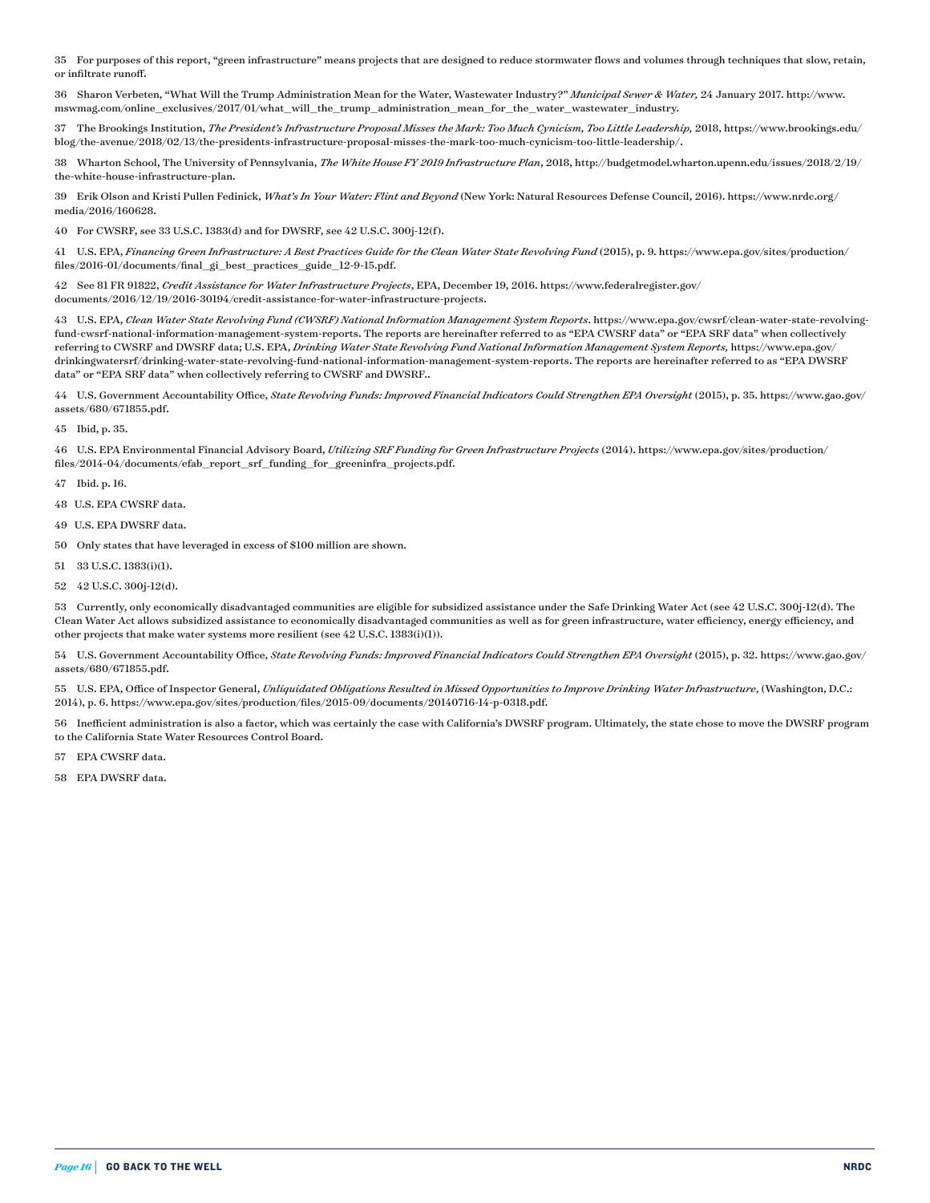35 For purposes of this report, "green infrastructure" means projects that are designed to reduce stormwater flows and volumes through techniques that slow, retain, or infiltrate runoff.

36 Sharon Verbeten, "What Will the Trump Administration Mean for the Water, Wastewater Industry?" *Municipal Sewer & Water,* 24 January 2017. http://www.mswmag.com/online_exclusives/2017/01/what_will_the_trump_administration_mean_for_the_water_wastewater_industry.

37 The Brookings Institution, *The President's Infrastructure Proposal Misses the Mark: Too Much Cynicism, Too Little Leadership,* 2018, https://www.brookings.edu/blog/the-avenue/2018/02/13/the-presidents-infrastructure-proposal-misses-the-mark-too-much-cynicism-too-little-leadership/.

38 Wharton School, The University of Pennsylvania, *The White House FY 2019 Infrastructure Plan*, 2018, http://budgetmodel.wharton.upenn.edu/issues/2018/2/19/the-white-house-infrastructure-plan.

39 Erik Olson and Kristi Pullen Fedinick, *What's In Your Water: Flint and Beyond* (New York: Natural Resources Defense Council, 2016). https://www.nrdc.org/media/2016/160628.

40 For CWSRF, see 33 U.S.C. 1383(d) and for DWSRF, see 42 U.S.C. 300j-12(f).

41 U.S. EPA, *Financing Green Infrastructure: A Best Practices Guide for the Clean Water State Revolving Fund* (2015), p. 9. https://www.epa.gov/sites/production/files/2016-01/documents/final_gi_best_practices_guide_12-9-15.pdf.

42 See 81 FR 91822, *Credit Assistance for Water Infrastructure Projects*, EPA, December 19, 2016. https://www.federalregister.gov/documents/2016/12/19/2016-30194/credit-assistance-for-water-infrastructure-projects.

43 U.S. EPA, *Clean Water State Revolving Fund (CWSRF) National Information Management System Reports*. https://www.epa.gov/cwsrf/clean-water-state-revolving-fund-cwsrf-national-information-management-system-reports. The reports are hereinafter referred to as "EPA CWSRF data" or "EPA SRF data" when collectively referring to CWSRF and DWSRF data; U.S. EPA, *Drinking Water State Revolving Fund National Information Management System Reports,* https://www.epa.gov/drinkingwatersrf/drinking-water-state-revolving-fund-national-information-management-system-reports. The reports are hereinafter referred to as "EPA DWSRF data" or "EPA SRF data" when collectively referring to CWSRF and DWSRF..

44 U.S. Government Accountability Office, *State Revolving Funds: Improved Financial Indicators Could Strengthen EPA Oversight* (2015), p. 35. https://www.gao.gov/assets/680/671855.pdf.

45 Ibid, p. 35.

46 U.S. EPA Environmental Financial Advisory Board, *Utilizing SRF Funding for Green Infrastructure Projects* (2014). https://www.epa.gov/sites/production/files/2014-04/documents/efab_report_srf_funding_for_greeninfra_projects.pdf.

47 Ibid. p. 16.

48 U.S. EPA CWSRF data.

49 U.S. EPA DWSRF data.

50 Only states that have leveraged in excess of $100 million are shown.

51 33 U.S.C. 1383(i)(1).

52 42 U.S.C. 300j-12(d).

53 Currently, only economically disadvantaged communities are eligible for subsidized assistance under the Safe Drinking Water Act (see 42 U.S.C. 300j-12(d). The Clean Water Act allows subsidized assistance to economically disadvantaged communities as well as for green infrastructure, water efficiency, energy efficiency, and other projects that make water systems more resilient (see 42 U.S.C. 1383(i)(1)).

54 U.S. Government Accountability Office, *State Revolving Funds: Improved Financial Indicators Could Strengthen EPA Oversight* (2015), p. 32. https://www.gao.gov/assets/680/671855.pdf.

55 U.S. EPA, Office of Inspector General, *Unliquidated Obligations Resulted in Missed Opportunities to Improve Drinking Water Infrastructure*, (Washington, D.C.: 2014), p. 6. https://www.epa.gov/sites/production/files/2015-09/documents/20140716-14-p-0318.pdf.

56 Inefficient administration is also a factor, which was certainly the case with California's DWSRF program. Ultimately, the state chose to move the DWSRF program to the California State Water Resources Control Board.

57 EPA CWSRF data.

58 EPA DWSRF data.